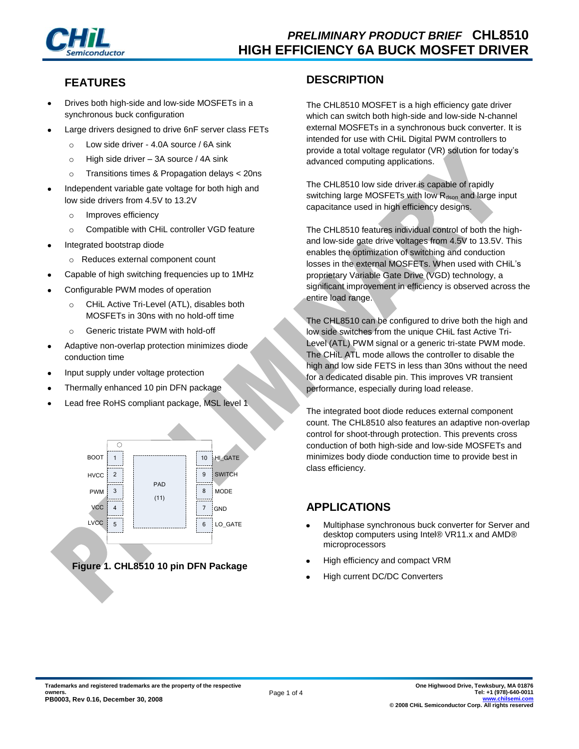# PRELIMINARY PRODUCT BRIEF CHL8510
# HIGH EFFICIENCY 6A BUCK MOSFET DRIVER

## FEATURES

- Drives both high-side and low-side MOSFETs in a synchronous buck configuration
- Large drivers designed to drive 6nF server class FETs
  - Low side driver - 4.0A source / 6A sink
  - High side driver – 3A source / 4A sink
  - Transitions times & Propagation delays < 20ns
- Independent variable gate voltage for both high and low side drivers from 4.5V to 13.2V
  - Improves efficiency
  - Compatible with CHiL controller VGD feature
- Integrated bootstrap diode
  - Reduces external component count
- Capable of high switching frequencies up to 1MHz
- Configurable PWM modes of operation
  - CHiL Active Tri-Level (ATL), disables both MOSFETs in 30ns with no hold-off time
  - Generic tristate PWM with hold-off
- Adaptive non-overlap protection minimizes diode conduction time
- Input supply under voltage protection
- Thermally enhanced 10 pin DFN package
- Lead free RoHS compliant package, MSL level 1

| Pin | Name | | Pin | Name |
|---|---|---|---|---|
| 1 | BOOT | PAD (11) | 10 | HI_GATE |
| 2 | HVCC | | 9 | SWITCH |
| 3 | PWM | | 8 | MODE |
| 4 | VCC | | 7 | GND |
| 5 | LVCC | | 6 | LO_GATE |

**Figure 1. CHL8510 10 pin DFN Package**

## DESCRIPTION

The CHL8510 MOSFET is a high efficiency gate driver which can switch both high-side and low-side N-channel external MOSFETs in a synchronous buck converter. It is intended for use with CHiL Digital PWM controllers to provide a total voltage regulator (VR) solution for today's advanced computing applications.

The CHL8510 low side driver is capable of rapidly switching large MOSFETs with low $R_{dson}$ and large input capacitance used in high efficiency designs.

The CHL8510 features individual control of both the high- and low-side gate drive voltages from 4.5V to 13.5V. This enables the optimization of switching and conduction losses in the external MOSFETs. When used with CHiL's proprietary Variable Gate Drive (VGD) technology, a significant improvement in efficiency is observed across the entire load range.

The CHL8510 can be configured to drive both the high and low side switches from the unique CHiL fast Active Tri-Level (ATL) PWM signal or a generic tri-state PWM mode. The CHiL ATL mode allows the controller to disable the high and low side FETS in less than 30ns without the need for a dedicated disable pin. This improves VR transient performance, especially during load release.

The integrated boot diode reduces external component count. The CHL8510 also features an adaptive non-overlap control for shoot-through protection. This prevents cross conduction of both high-side and low-side MOSFETs and minimizes body diode conduction time to provide best in class efficiency.

## APPLICATIONS

- Multiphase synchronous buck converter for Server and desktop computers using Intel® VR11.x and AMD® microprocessors
- High efficiency and compact VRM
- High current DC/DC Converters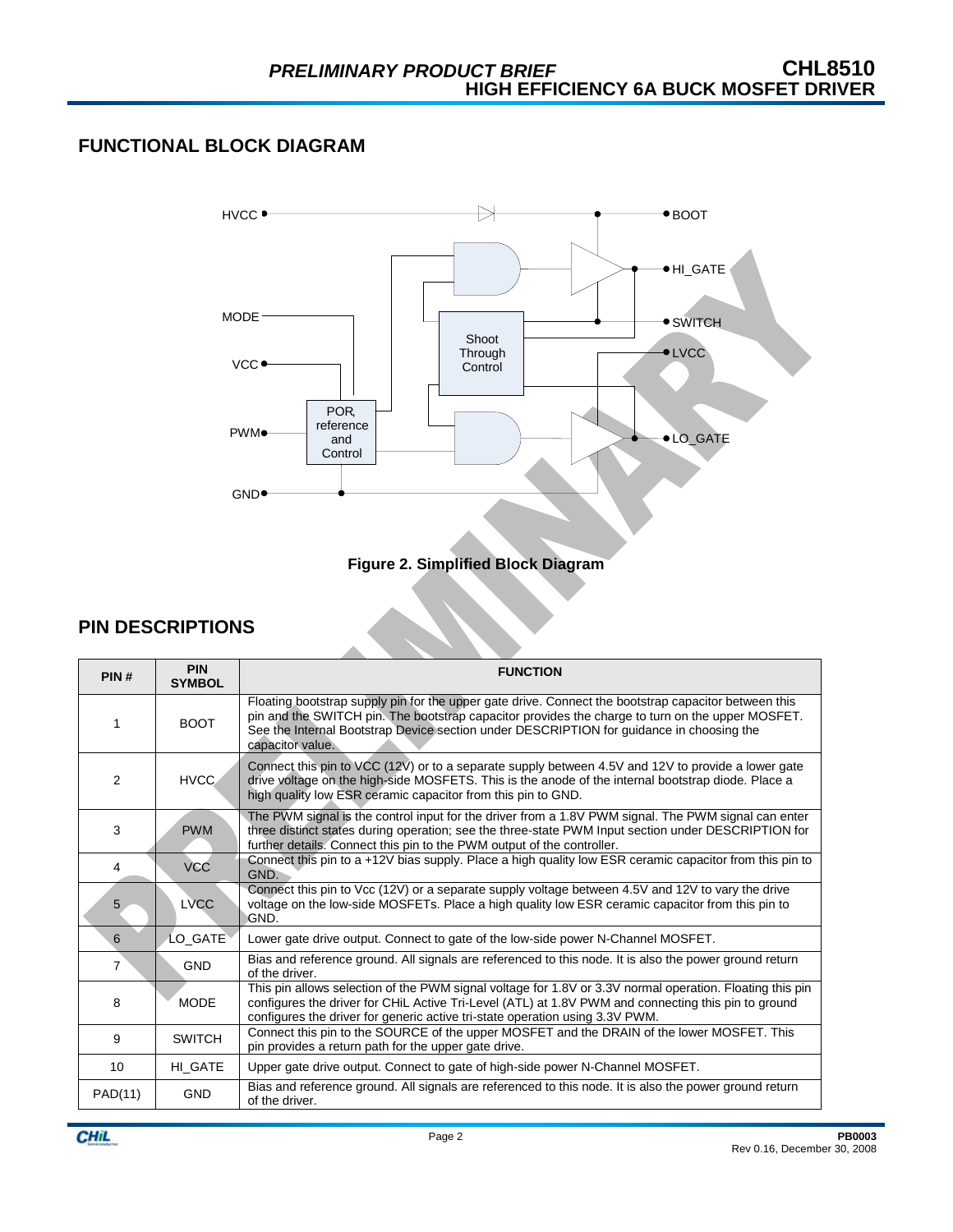## FUNCTIONAL BLOCK DIAGRAM

**Figure 2. Simplified Block Diagram**

## PIN DESCRIPTIONS

| PIN # | PIN SYMBOL | FUNCTION |
|---|---|---|
| 1 | BOOT | Floating bootstrap supply pin for the upper gate drive. Connect the bootstrap capacitor between this pin and the SWITCH pin. The bootstrap capacitor provides the charge to turn on the upper MOSFET. See the Internal Bootstrap Device section under DESCRIPTION for guidance in choosing the capacitor value. |
| 2 | HVCC | Connect this pin to VCC (12V) or to a separate supply between 4.5V and 12V to provide a lower gate drive voltage on the high-side MOSFETS. This is the anode of the internal bootstrap diode. Place a high quality low ESR ceramic capacitor from this pin to GND. |
| 3 | PWM | The PWM signal is the control input for the driver from a 1.8V PWM signal. The PWM signal can enter three distinct states during operation; see the three-state PWM Input section under DESCRIPTION for further details. Connect this pin to the PWM output of the controller. |
| 4 | VCC | Connect this pin to a +12V bias supply. Place a high quality low ESR ceramic capacitor from this pin to GND. |
| 5 | LVCC | Connect this pin to Vcc (12V) or a separate supply voltage between 4.5V and 12V to vary the drive voltage on the low-side MOSFETs. Place a high quality low ESR ceramic capacitor from this pin to GND. |
| 6 | LO_GATE | Lower gate drive output. Connect to gate of the low-side power N-Channel MOSFET. |
| 7 | GND | Bias and reference ground. All signals are referenced to this node. It is also the power ground return of the driver. |
| 8 | MODE | This pin allows selection of the PWM signal voltage for 1.8V or 3.3V normal operation. Floating this pin configures the driver for CHiL Active Tri-Level (ATL) at 1.8V PWM and connecting this pin to ground configures the driver for generic active tri-state operation using 3.3V PWM. |
| 9 | SWITCH | Connect this pin to the SOURCE of the upper MOSFET and the DRAIN of the lower MOSFET. This pin provides a return path for the upper gate drive. |
| 10 | HI_GATE | Upper gate drive output. Connect to gate of high-side power N-Channel MOSFET. |
| PAD(11) | GND | Bias and reference ground. All signals are referenced to this node. It is also the power ground return of the driver. |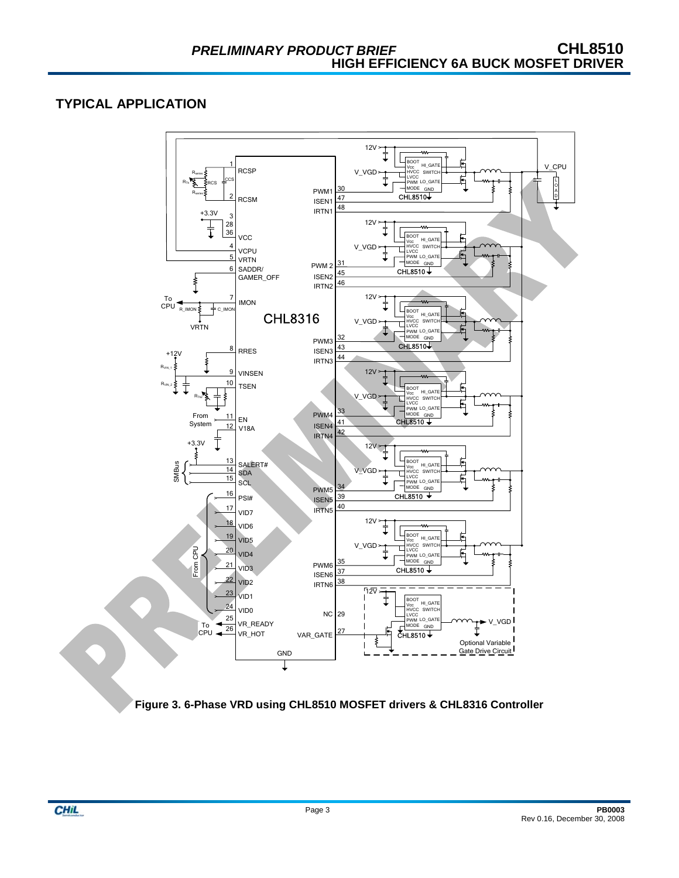## TYPICAL APPLICATION

Figure 3. 6-Phase VRD using CHL8510 MOSFET drivers & CHL8316 Controller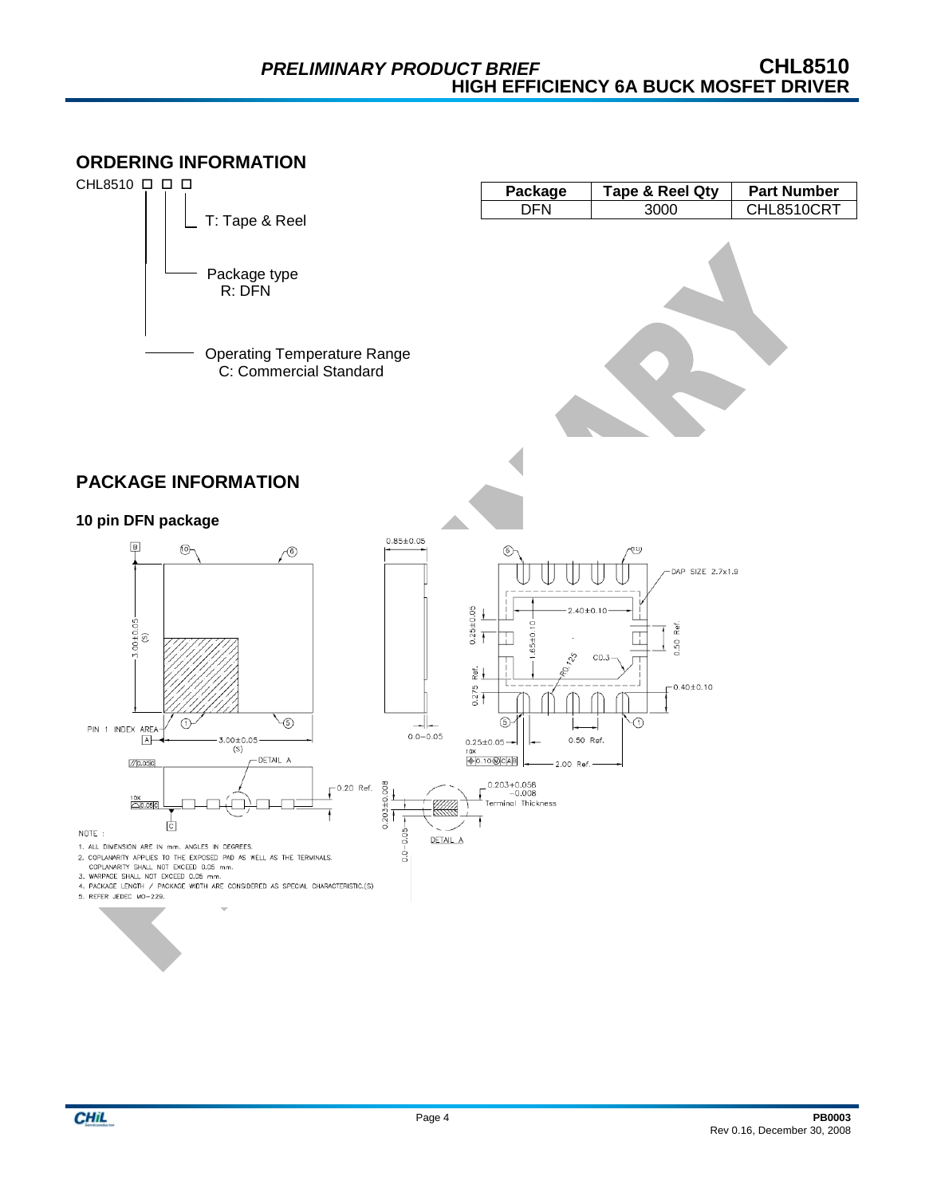## ORDERING INFORMATION

CHL8510 □ □ □

- T: Tape & Reel
- Package type
  R: DFN
- Operating Temperature Range
  C: Commercial Standard

| Package | Tape & Reel Qty | Part Number |
|---|---|---|
| DFN | 3000 | CHL8510CRT |

## PACKAGE INFORMATION

### 10 pin DFN package

B
10
6
3.00±0.05
(S)
PIN 1 INDEX AREA
1
5
A
3.00±0.05
(S)
0.85±0.05
0.0~0.05
5
10
DAP SIZE 2.7x1.9
2.40±0.10
0.25±0.05
1.65±0.10
0.50 Ref.
R0.125
C0.3
0.275 Ref.
0.40±0.10
5
1
0.25±0.05
10X
0.10 M C A B
0.50 Ref.
2.00 Ref.
0.05 C
DETAIL A
10X
0.05 C
C
0.20 Ref.
0.203±0.008
0.0~0.05
0.203+0.056 −0.008
Terminal Thickness
DETAIL A

NOTE :

1. ALL DIMENSION ARE IN mm. ANGLES IN DEGREES.
2. COPLANARITY APPLIES TO THE EXPOSED PAD AS WELL AS THE TERMINALS.
   COPLANARITY SHALL NOT EXCEED 0.05 mm.
3. WARPAGE SHALL NOT EXCEED 0.05 mm.
4. PACKAGE LENGTH / PACKAGE WIDTH ARE CONSIDERED AS SPECIAL CHARACTERISTIC.(S)
5. REFER JEDEC MO-229.